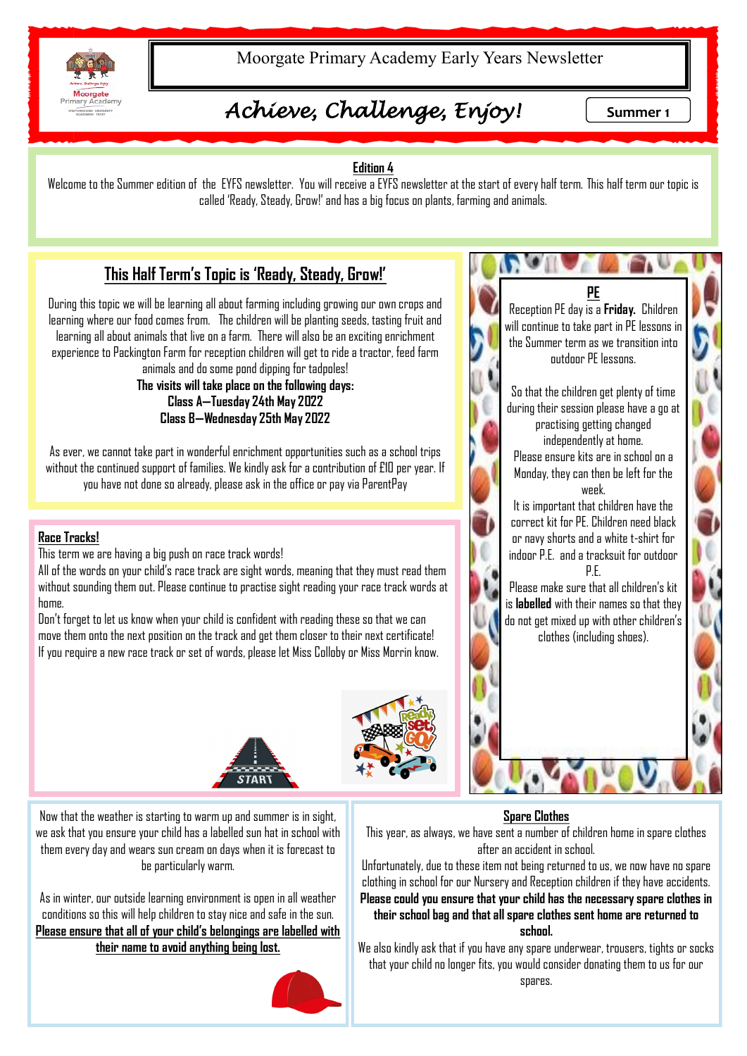# Moorgate Primary Academy Early Years Newsletter

## *Achieve, Challenge, Enjoy!*

**Summer 1**

**Edition 4**

Welcome to the Summer edition of the EYFS newsletter. You will receive a EYFS newsletter at the start of every half term. This half term our topic is called 'Ready, Steady, Grow!' and has a big focus on plants, farming and animals.

## This Half Term's Topic is 'Ready, Steady, Grow!'

During this topic we will be learning all about farming including growing our own crops and learning where our food comes from. The children will be planting seeds, tasting fruit and learning all about animals that live on a farm. There will also be an exciting enrichment experience to Packington Farm for reception children will get to ride a tractor, feed farm animals and do some pond dipping for tadpoles!

**The visits will take place on the following days:**
**Class A—Tuesday 24th May 2022**
**Class B—Wednesday 25th May 2022**

As ever, we cannot take part in wonderful enrichment opportunities such as a school trips without the continued support of families. We kindly ask for a contribution of £10 per year. If you have not done so already, please ask in the office or pay via ParentPay

### Race Tracks!

This term we are having a big push on race track words!

All of the words on your child's race track are sight words, meaning that they must read them without sounding them out. Please continue to practise sight reading your race track words at home.

Don't forget to let us know when your child is confident with reading these so that we can move them onto the next position on the track and get them closer to their next certificate!

If you require a new race track or set of words, please let Miss Colloby or Miss Morrin know.

### PE

Reception PE day is a **Friday.** Children will continue to take part in PE lessons in the Summer term as we transition into outdoor PE lessons.

So that the children get plenty of time during their session please have a go at practising getting changed independently at home.

Please ensure kits are in school on a Monday, they can then be left for the week.

It is important that children have the correct kit for PE. Children need black or navy shorts and a white t-shirt for indoor P.E. and a tracksuit for outdoor P.E.

Please make sure that all children's kit is **labelled** with their names so that they do not get mixed up with other children's clothes (including shoes).

Now that the weather is starting to warm up and summer is in sight, we ask that you ensure your child has a labelled sun hat in school with them every day and wears sun cream on days when it is forecast to be particularly warm.

As in winter, our outside learning environment is open in all weather conditions so this will help children to stay nice and safe in the sun.

**Please ensure that all of your child's belongings are labelled with their name to avoid anything being lost.**

### Spare Clothes

This year, as always, we have sent a number of children home in spare clothes after an accident in school.

Unfortunately, due to these item not being returned to us, we now have no spare clothing in school for our Nursery and Reception children if they have accidents.

**Please could you ensure that your child has the necessary spare clothes in their school bag and that all spare clothes sent home are returned to school.**

We also kindly ask that if you have any spare underwear, trousers, tights or socks that your child no longer fits, you would consider donating them to us for our spares.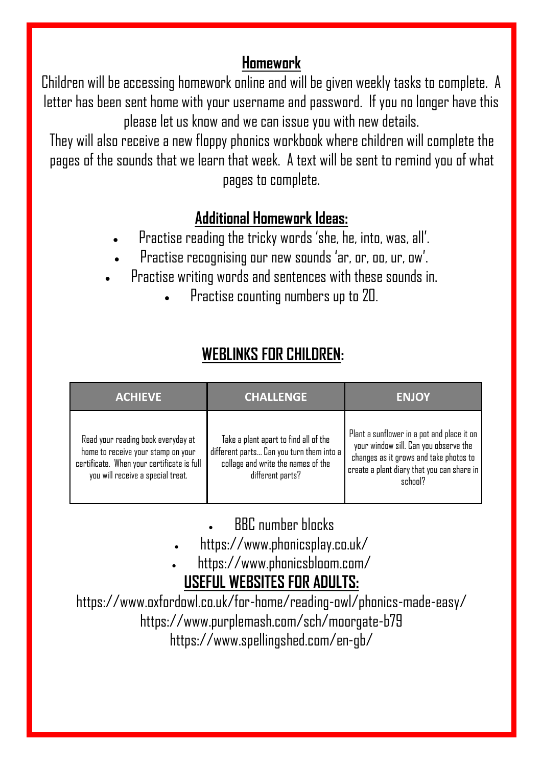## Homework

Children will be accessing homework online and will be given weekly tasks to complete. A letter has been sent home with your username and password. If you no longer have this please let us know and we can issue you with new details.

They will also receive a new floppy phonics workbook where children will complete the pages of the sounds that we learn that week. A text will be sent to remind you of what pages to complete.

## Additional Homework Ideas:

- Practise reading the tricky words 'she, he, into, was, all'.
- Practise recognising our new sounds 'ar, or, oo, ur, ow'.
- Practise writing words and sentences with these sounds in.
- Practise counting numbers up to 20.

## WEBLINKS FOR CHILDREN:

| ACHIEVE | CHALLENGE | ENJOY |
|---|---|---|
| Read your reading book everyday at home to receive your stamp on your certificate. When your certificate is full you will receive a special treat. | Take a plant apart to find all of the different parts… Can you turn them into a collage and write the names of the different parts? | Plant a sunflower in a pot and place it on your window sill. Can you observe the changes as it grows and take photos to create a plant diary that you can share in school? |

- BBC number blocks
- https://www.phonicsplay.co.uk/
- https://www.phonicsbloom.com/

## USEFUL WEBSITES FOR ADULTS:

https://www.oxfordowl.co.uk/for-home/reading-owl/phonics-made-easy/
https://www.purplemash.com/sch/moorgate-b79
https://www.spellingshed.com/en-gb/